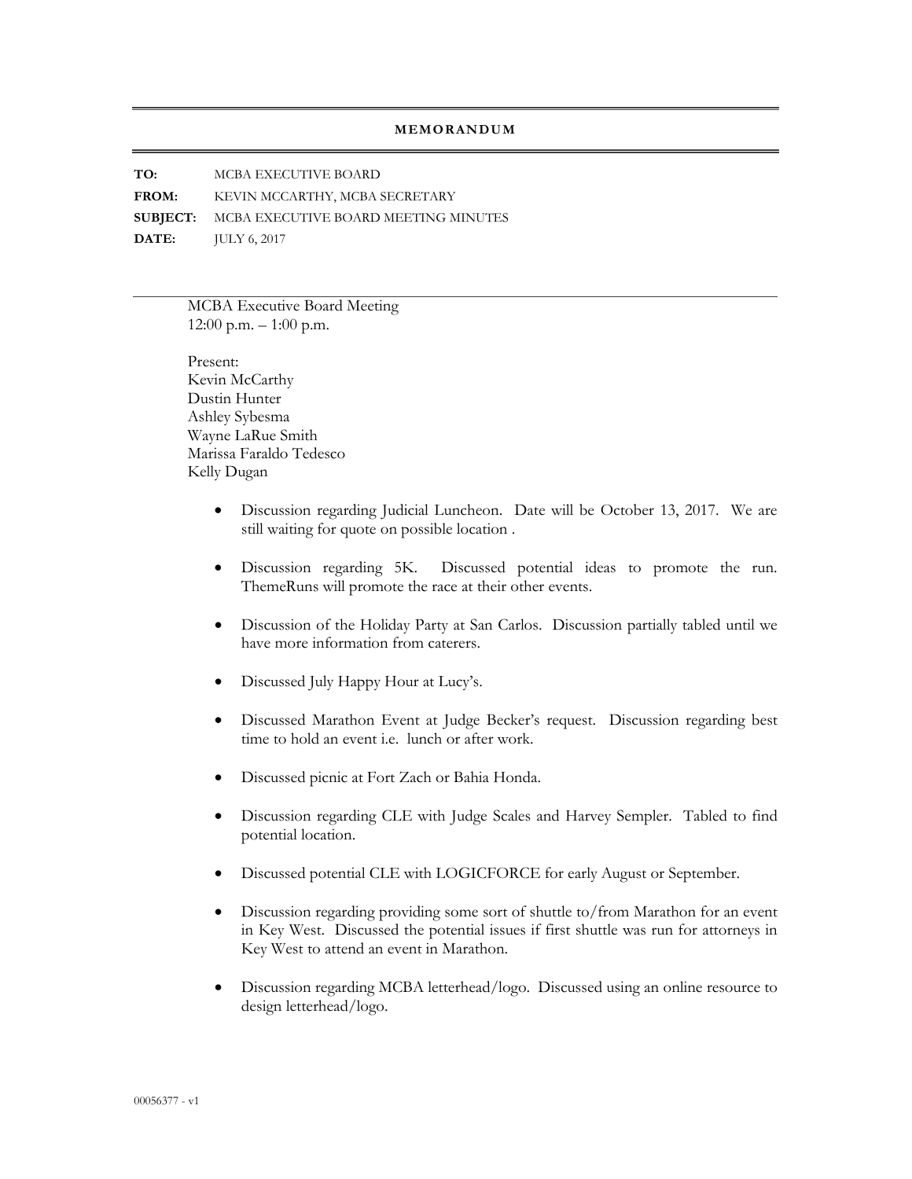**MEMORANDUM**

**TO:** MCBA EXECUTIVE BOARD
**FROM:** KEVIN MCCARTHY, MCBA SECRETARY
**SUBJECT:** MCBA EXECUTIVE BOARD MEETING MINUTES
**DATE:** JULY 6, 2017

---

MCBA Executive Board Meeting
12:00 p.m. – 1:00 p.m.

Present:
Kevin McCarthy
Dustin Hunter
Ashley Sybesma
Wayne LaRue Smith
Marissa Faraldo Tedesco
Kelly Dugan

- Discussion regarding Judicial Luncheon. Date will be October 13, 2017. We are still waiting for quote on possible location .
- Discussion regarding 5K. Discussed potential ideas to promote the run. ThemeRuns will promote the race at their other events.
- Discussion of the Holiday Party at San Carlos. Discussion partially tabled until we have more information from caterers.
- Discussed July Happy Hour at Lucy's.
- Discussed Marathon Event at Judge Becker's request. Discussion regarding best time to hold an event i.e. lunch or after work.
- Discussed picnic at Fort Zach or Bahia Honda.
- Discussion regarding CLE with Judge Scales and Harvey Sempler. Tabled to find potential location.
- Discussed potential CLE with LOGICFORCE for early August or September.
- Discussion regarding providing some sort of shuttle to/from Marathon for an event in Key West. Discussed the potential issues if first shuttle was run for attorneys in Key West to attend an event in Marathon.
- Discussion regarding MCBA letterhead/logo. Discussed using an online resource to design letterhead/logo.

00056377 - v1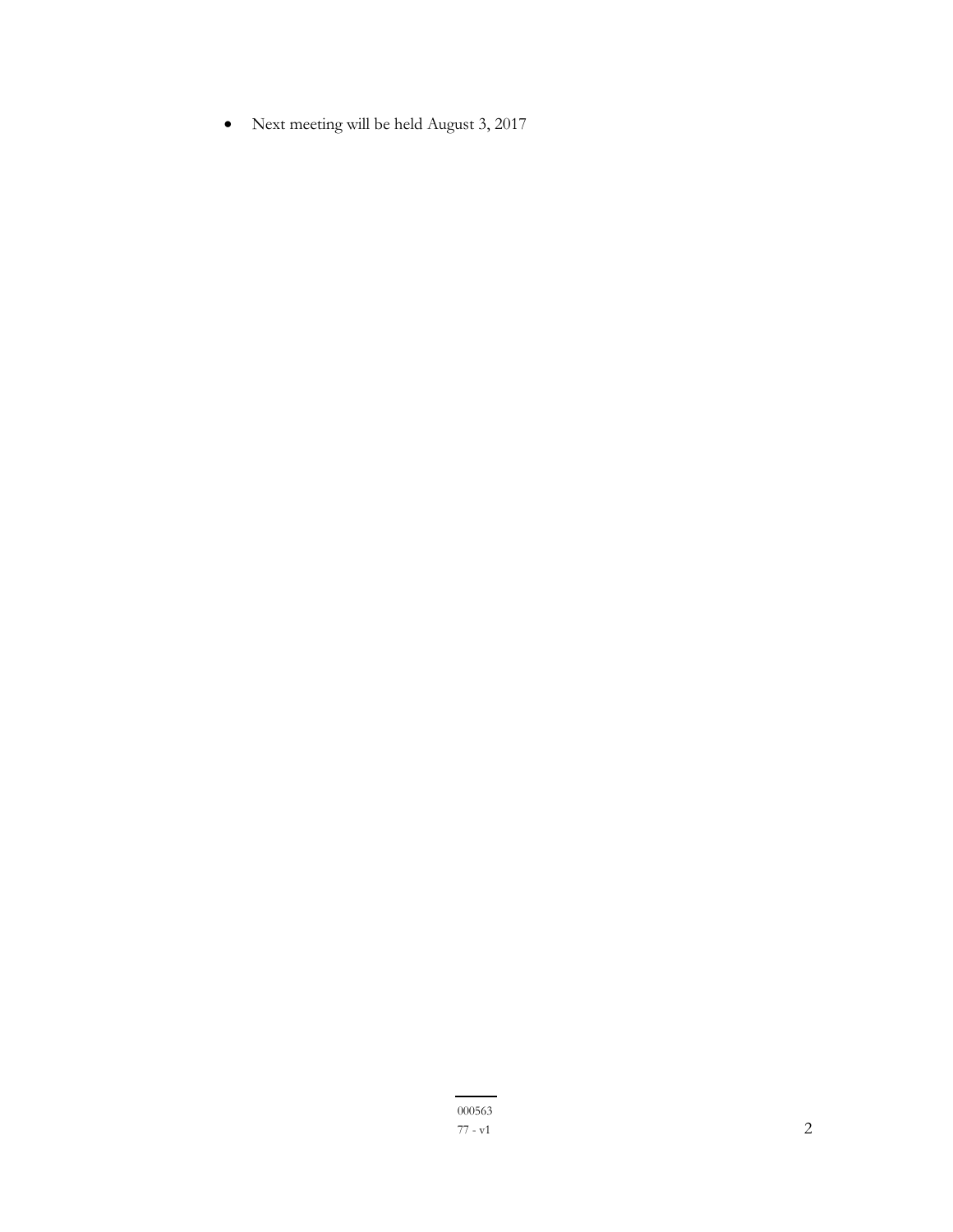- Next meeting will be held August 3, 2017